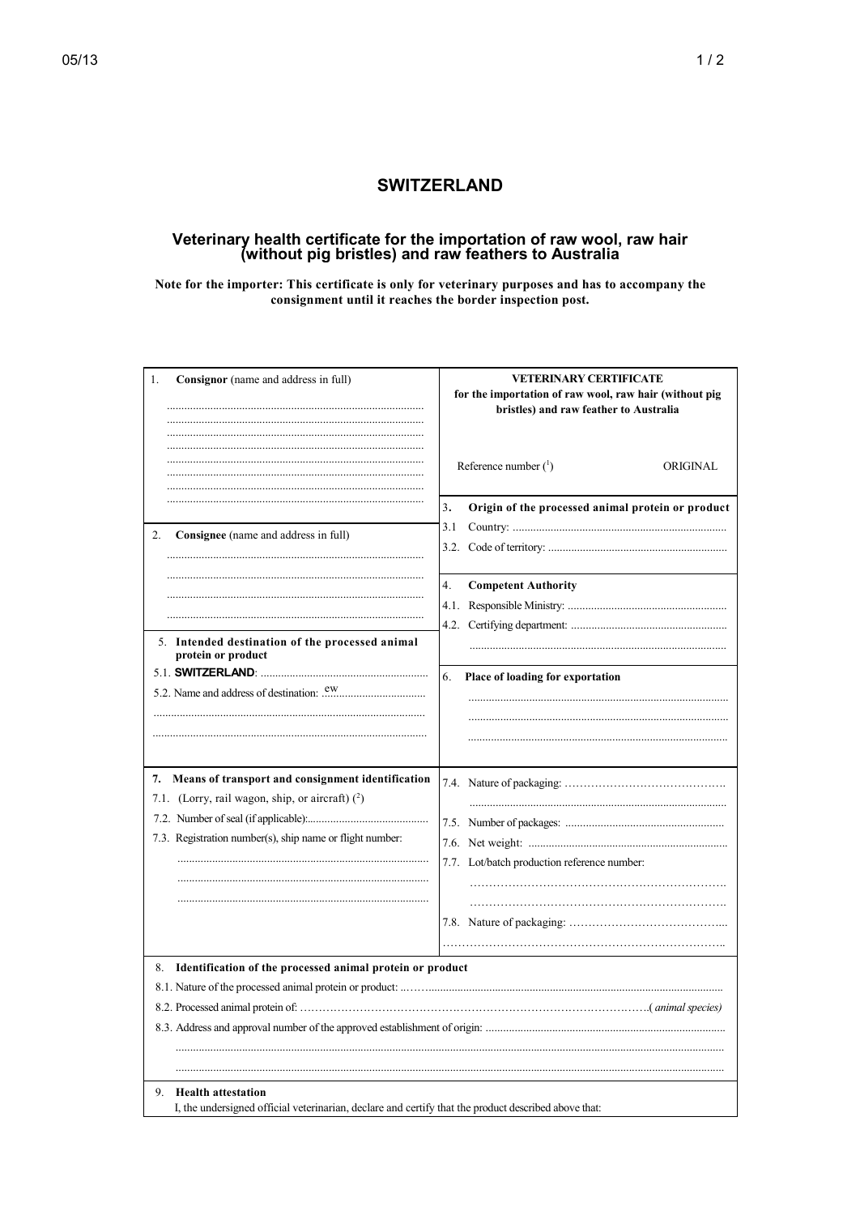# SWITZERLAND

## Veterinary health certificate for the importation of raw wool, raw hair (without pig bristles) and raw feathers to Australia

**Note for the importer: This certificate is only for veterinary purposes and has to accompany the consignment until it reaches the border inspection post.**

| | |
|---|---|
| 1. **Consignor** (name and address in full)<br>...............................................................................<br>...............................................................................<br>...............................................................................<br>...............................................................................<br>...............................................................................<br>...............................................................................<br>............................................................................... | **VETERINARY CERTIFICATE**<br>**for the importation of raw wool, raw hair (without pig bristles) and raw feather to Australia**<br><br>Reference number ([1]) ORIGINAL |
| | 3. **Origin of the processed animal protein or product**<br>3.1 Country: ...........................................................................<br>3.2. Code of territory: ............................................................. |
| 2. **Consignee** (name and address in full)<br>...............................................................................<br>...............................................................................<br>...............................................................................<br>............................................................................... | 4. **Competent Authority**<br>4.1. Responsible Ministry: .......................................................<br>4.2. Certifying department: .....................................................<br>............................................................................... |
| 5. **Intended destination of the processed animal protein or product**<br>5.1. **SWITZERLAND**: ..........................................................<br>5.2. Name and address of destination: ...ew...............................<br>...............................................................................<br>............................................................................... | 6. **Place of loading for exportation**<br>...............................................................................<br>...............................................................................<br>............................................................................... |
| 7. **Means of transport and consignment identification**<br>7.1. (Lorry, rail wagon, ship, or aircraft) ([2])<br>7.2. Number of seal (if applicable):..........................................<br>7.3. Registration number(s), ship name or flight number:<br>...............................................................................<br>...............................................................................<br>............................................................................... | 7.4. Nature of packaging: ……………………………………<br>...............................................................................<br>7.5. Number of packages: ......................................................<br>7.6. Net weight: ....................................................................<br>7.7. Lot/batch production reference number:<br>………………………………………………………….<br>………………………………………………………….<br>7.8. Nature of packaging: …………………………………...<br>……………………………………………………………….. |

8. **Identification of the processed animal protein or product**

8.1. Nature of the processed animal protein or product: ...……......................................................................................................

8.2. Processed animal protein of: ……………………………………………………………………………………( *animal species*)

8.3. Address and approval number of the approved establishment of origin: ..................................................................................

..........................................................................................................................................................................................

..........................................................................................................................................................................................

9. **Health attestation**

I, the undersigned official veterinarian, declare and certify that the product described above that: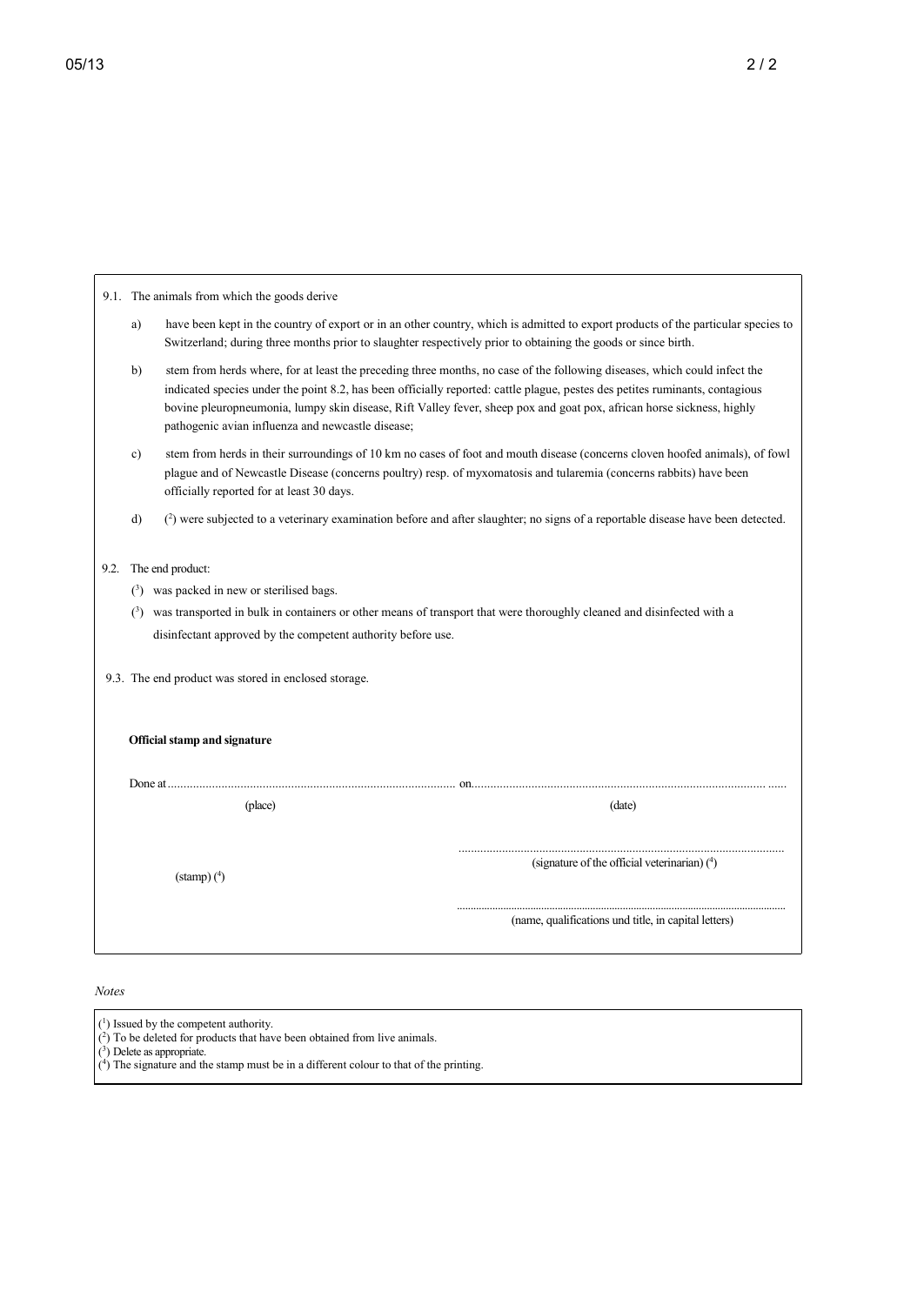9.1. The animals from which the goods derive

a) have been kept in the country of export or in an other country, which is admitted to export products of the particular species to Switzerland; during three months prior to slaughter respectively prior to obtaining the goods or since birth.

b) stem from herds where, for at least the preceding three months, no case of the following diseases, which could infect the indicated species under the point 8.2, has been officially reported: cattle plague, pestes des petites ruminants, contagious bovine pleuropneumonia, lumpy skin disease, Rift Valley fever, sheep pox and goat pox, african horse sickness, highly pathogenic avian influenza and newcastle disease;

c) stem from herds in their surroundings of 10 km no cases of foot and mouth disease (concerns cloven hoofed animals), of fowl plague and of Newcastle Disease (concerns poultry) resp. of myxomatosis and tularemia (concerns rabbits) have been officially reported for at least 30 days.

d) (2) were subjected to a veterinary examination before and after slaughter; no signs of a reportable disease have been detected.

9.2. The end product:

(3) was packed in new or sterilised bags.

(3) was transported in bulk in containers or other means of transport that were thoroughly cleaned and disinfected with a disinfectant approved by the competent authority before use.

9.3. The end product was stored in enclosed storage.

**Official stamp and signature**

Done at ........................................................................................ on.........................................................................................

(place) (date)

(stamp) (4)

.........................................................................................

(signature of the official veterinarian) (4)

.........................................................................................

(name, qualifications und title, in capital letters)

*Notes*

(1) Issued by the competent authority.
(2) To be deleted for products that have been obtained from live animals.
(3) Delete as appropriate.
(4) The signature and the stamp must be in a different colour to that of the printing.